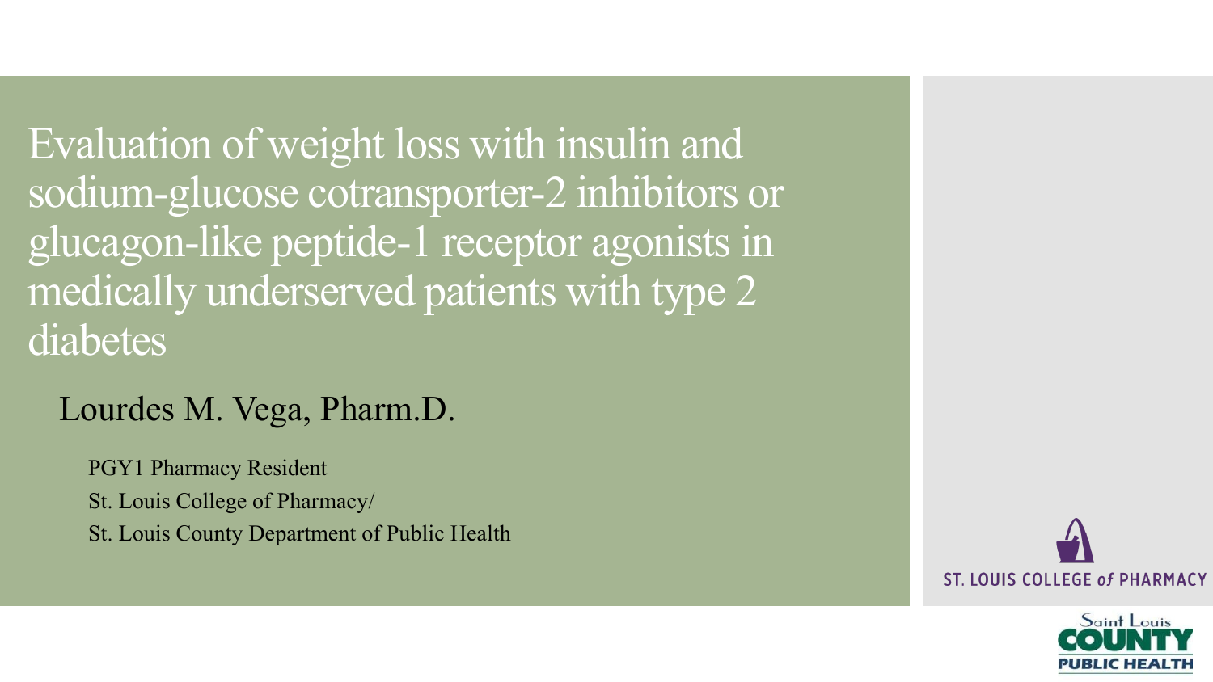# Evaluation of weight loss with insulin and sodium-glucose cotransporter-2 inhibitors or glucagon-like peptide-1 receptor agonists in medically underserved patients with type 2 diabetes

## Lourdes M. Vega, Pharm.D.

PGY1 Pharmacy Resident
St. Louis College of Pharmacy/
St. Louis County Department of Public Health

ST. LOUIS COLLEGE of PHARMACY

Saint Louis COUNTY PUBLIC HEALTH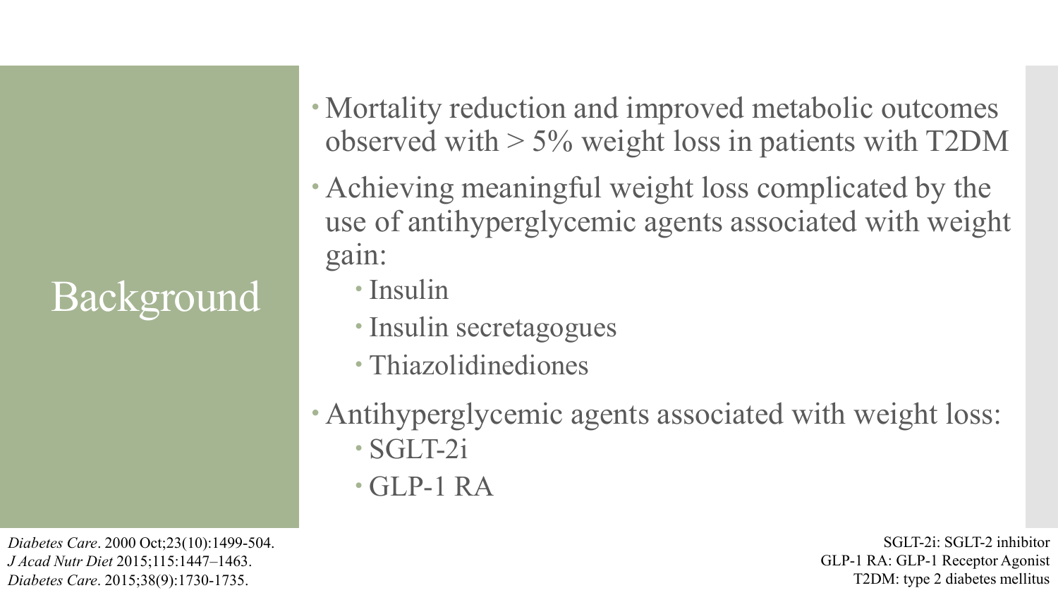# Background

- Mortality reduction and improved metabolic outcomes observed with > 5% weight loss in patients with T2DM
- Achieving meaningful weight loss complicated by the use of antihyperglycemic agents associated with weight gain:
  - Insulin
  - Insulin secretagogues
  - Thiazolidinediones
- Antihyperglycemic agents associated with weight loss:
  - SGLT-2i
  - GLP-1 RA

*Diabetes Care*. 2000 Oct;23(10):1499-504.
*J Acad Nutr Diet* 2015;115:1447–1463.
*Diabetes Care*. 2015;38(9):1730-1735.

SGLT-2i: SGLT-2 inhibitor
GLP-1 RA: GLP-1 Receptor Agonist
T2DM: type 2 diabetes mellitus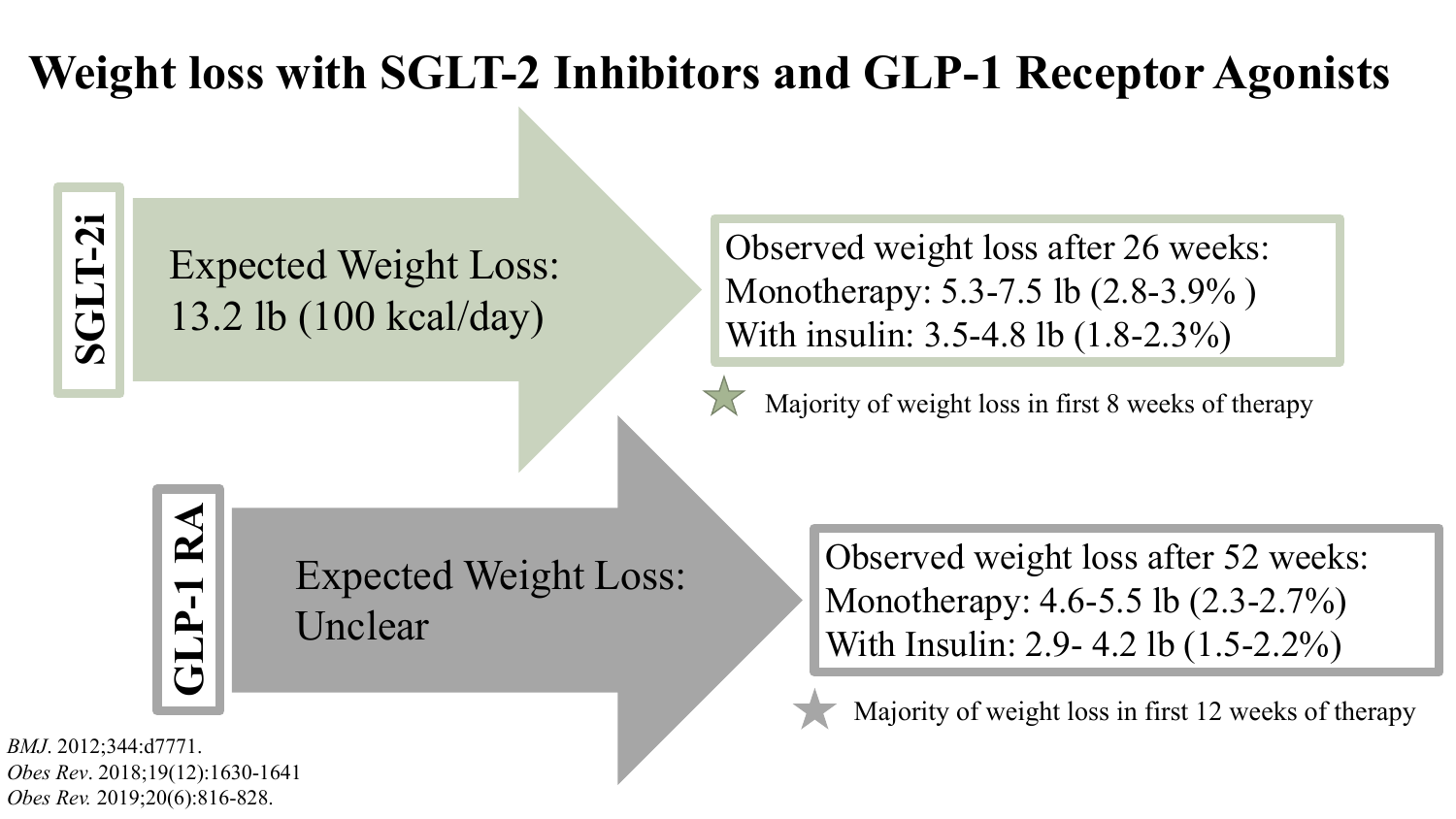# Weight loss with SGLT-2 Inhibitors and GLP-1 Receptor Agonists

## SGLT-2i

Expected Weight Loss:
13.2 lb (100 kcal/day)

Observed weight loss after 26 weeks:
Monotherapy: 5.3-7.5 lb (2.8-3.9% )
With insulin: 3.5-4.8 lb (1.8-2.3%)

★ Majority of weight loss in first 8 weeks of therapy

## GLP-1 RA

Expected Weight Loss:
Unclear

Observed weight loss after 52 weeks:
Monotherapy: 4.6-5.5 lb (2.3-2.7%)
With Insulin: 2.9- 4.2 lb (1.5-2.2%)

★ Majority of weight loss in first 12 weeks of therapy

*BMJ*. 2012;344:d7771.
*Obes Rev*. 2018;19(12):1630-1641
*Obes Rev.* 2019;20(6):816-828.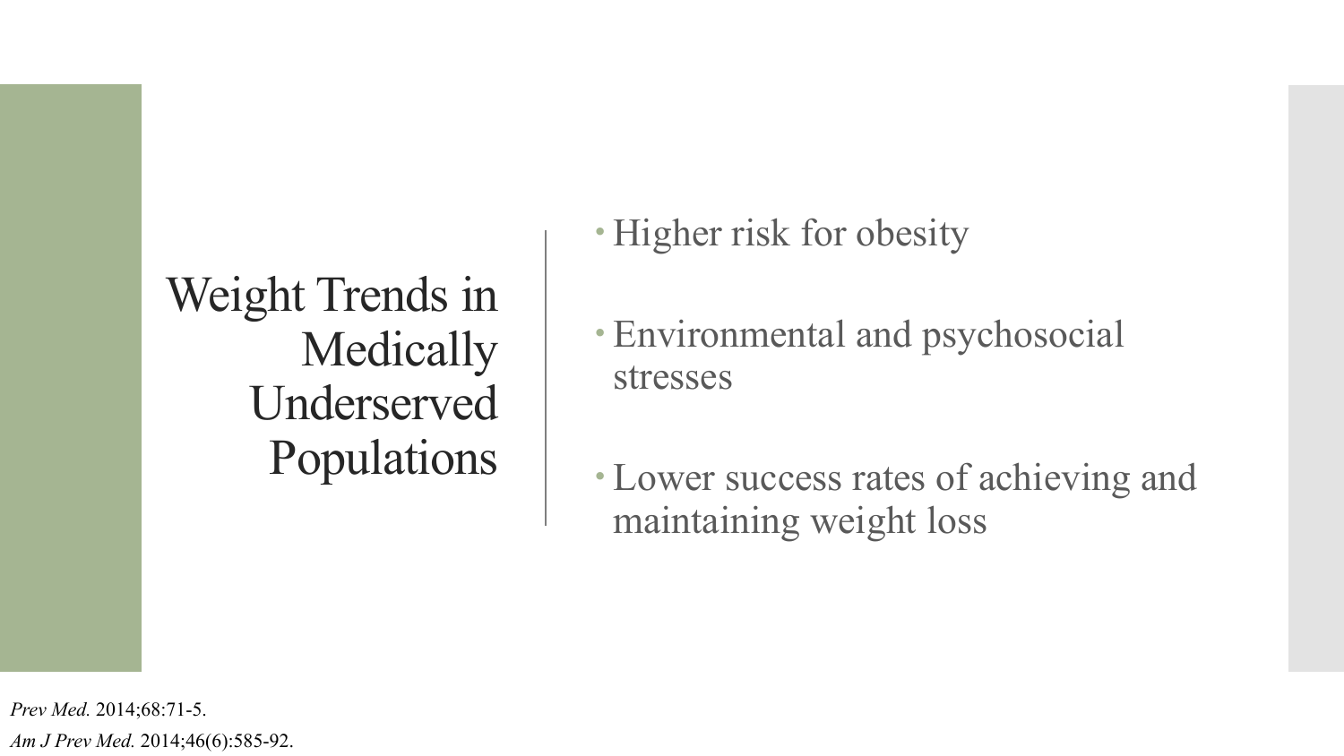# Weight Trends in Medically Underserved Populations

- Higher risk for obesity
- Environmental and psychosocial stresses
- Lower success rates of achieving and maintaining weight loss

*Prev Med.* 2014;68:71-5.

*Am J Prev Med.* 2014;46(6):585-92.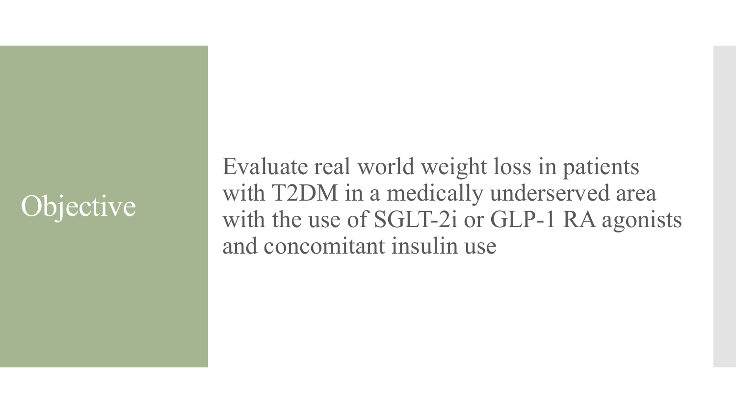# Objective

Evaluate real world weight loss in patients with T2DM in a medically underserved area with the use of SGLT-2i or GLP-1 RA agonists and concomitant insulin use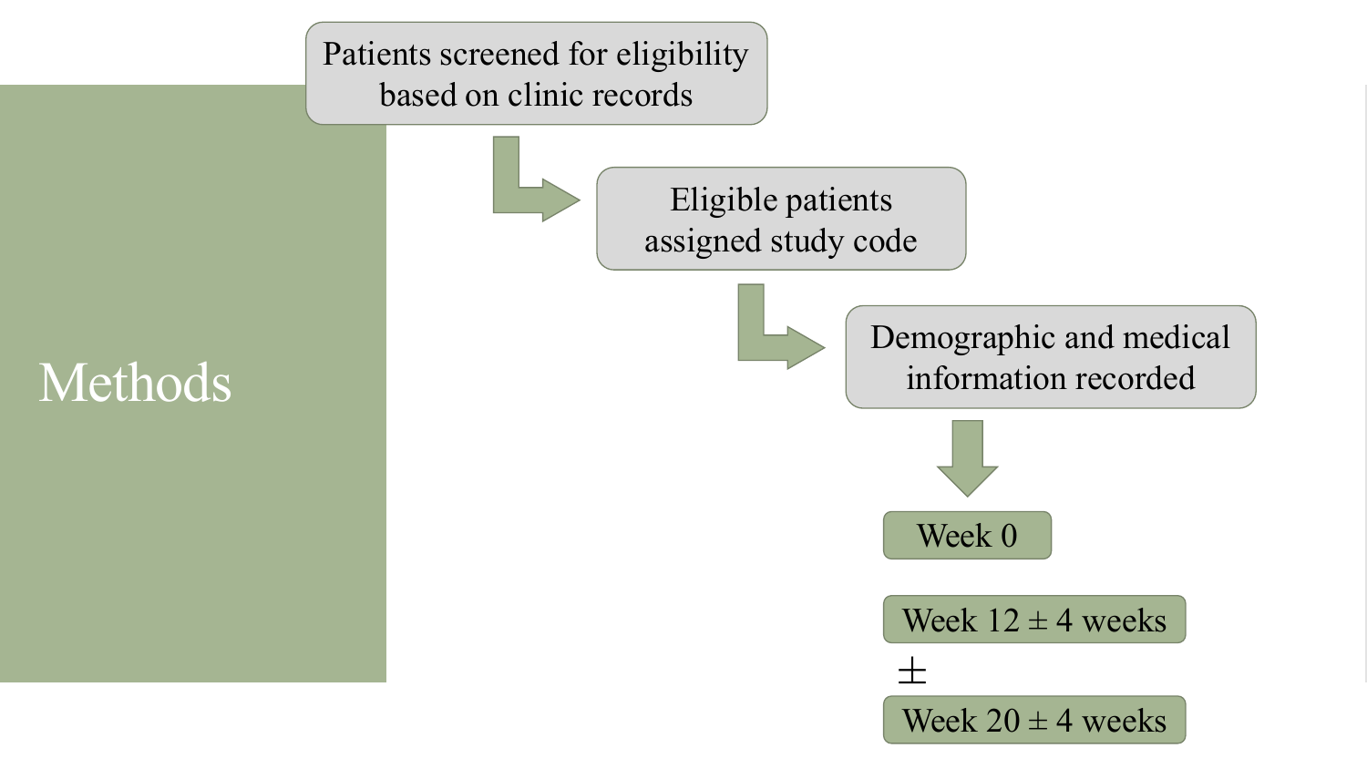# Methods

Patients screened for eligibility based on clinic records

Eligible patients assigned study code

Demographic and medical information recorded

Week 0

Week 12 ± 4 weeks

±

Week 20 ± 4 weeks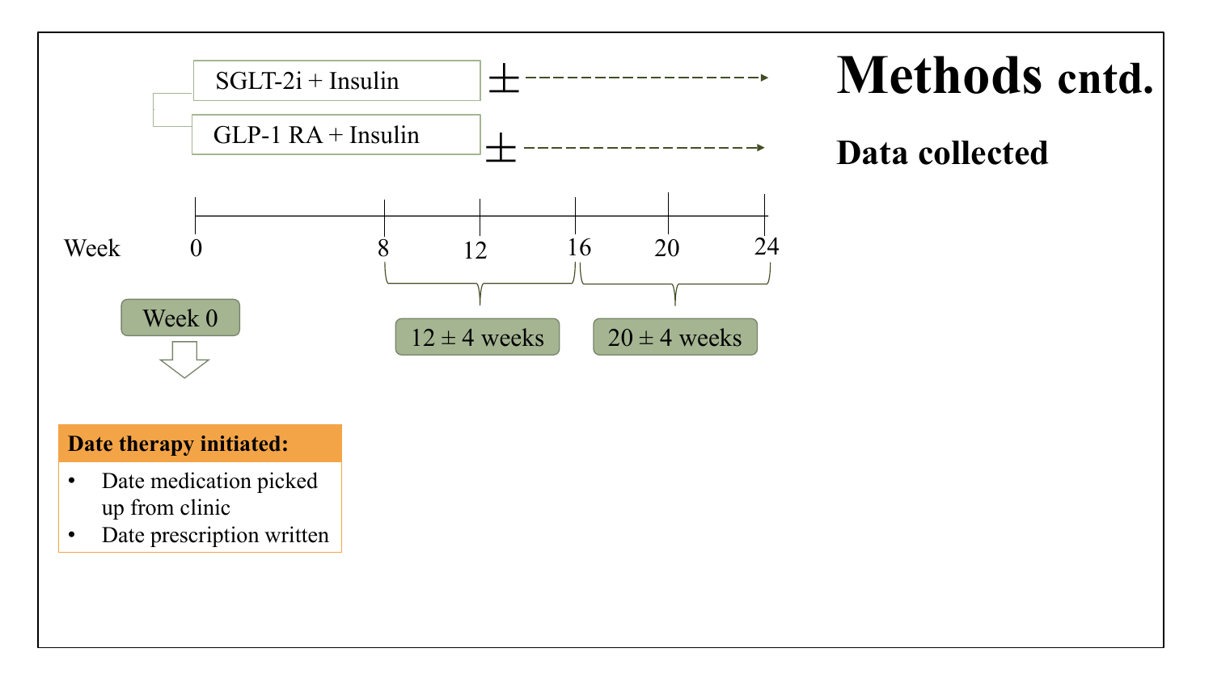# Methods cntd.

## Data collected

SGLT-2i + Insulin ±

GLP-1 RA + Insulin ±

Week 0 8 12 16 20 24

Week 0

12 ± 4 weeks

20 ± 4 weeks

**Date therapy initiated:**

- Date medication picked up from clinic
- Date prescription written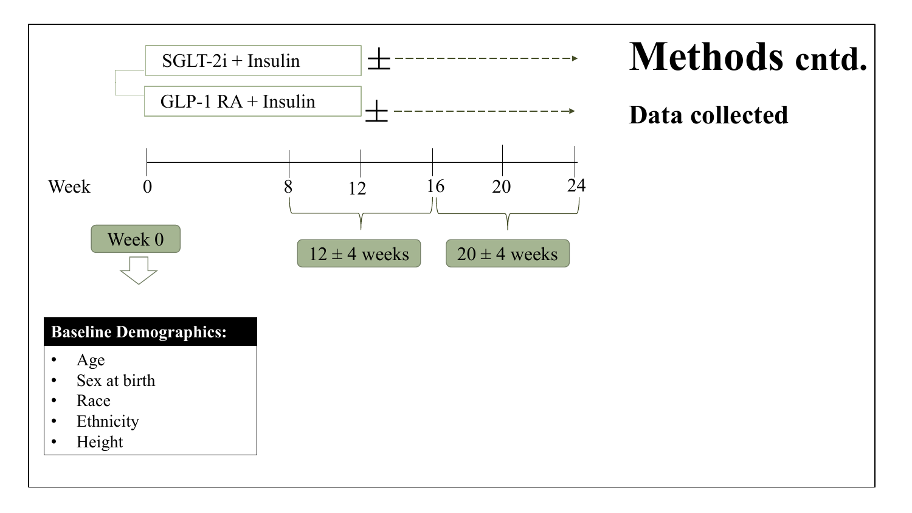# Methods cntd.

## Data collected

SGLT-2i + Insulin ± 

GLP-1 RA + Insulin ±

Week 0 8 12 16 20 24

12 ± 4 weeks

20 ± 4 weeks

Week 0

**Baseline Demographics:**

- Age
- Sex at birth
- Race
- Ethnicity
- Height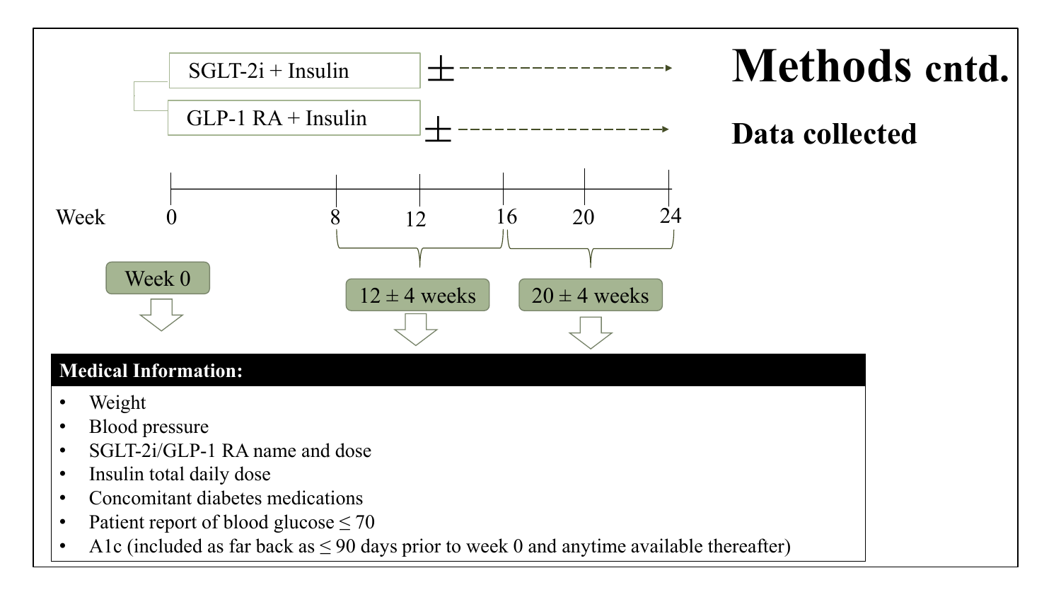# Methods cntd.

## Data collected

SGLT-2i + Insulin ± → 

GLP-1 RA + Insulin ± → 

Week 0 8 12 16 20 24

Week 0

$12 \pm 4$ weeks

$20 \pm 4$ weeks

**Medical Information:**

- Weight
- Blood pressure
- SGLT-2i/GLP-1 RA name and dose
- Insulin total daily dose
- Concomitant diabetes medications
- Patient report of blood glucose ≤ 70
- A1c (included as far back as ≤ 90 days prior to week 0 and anytime available thereafter)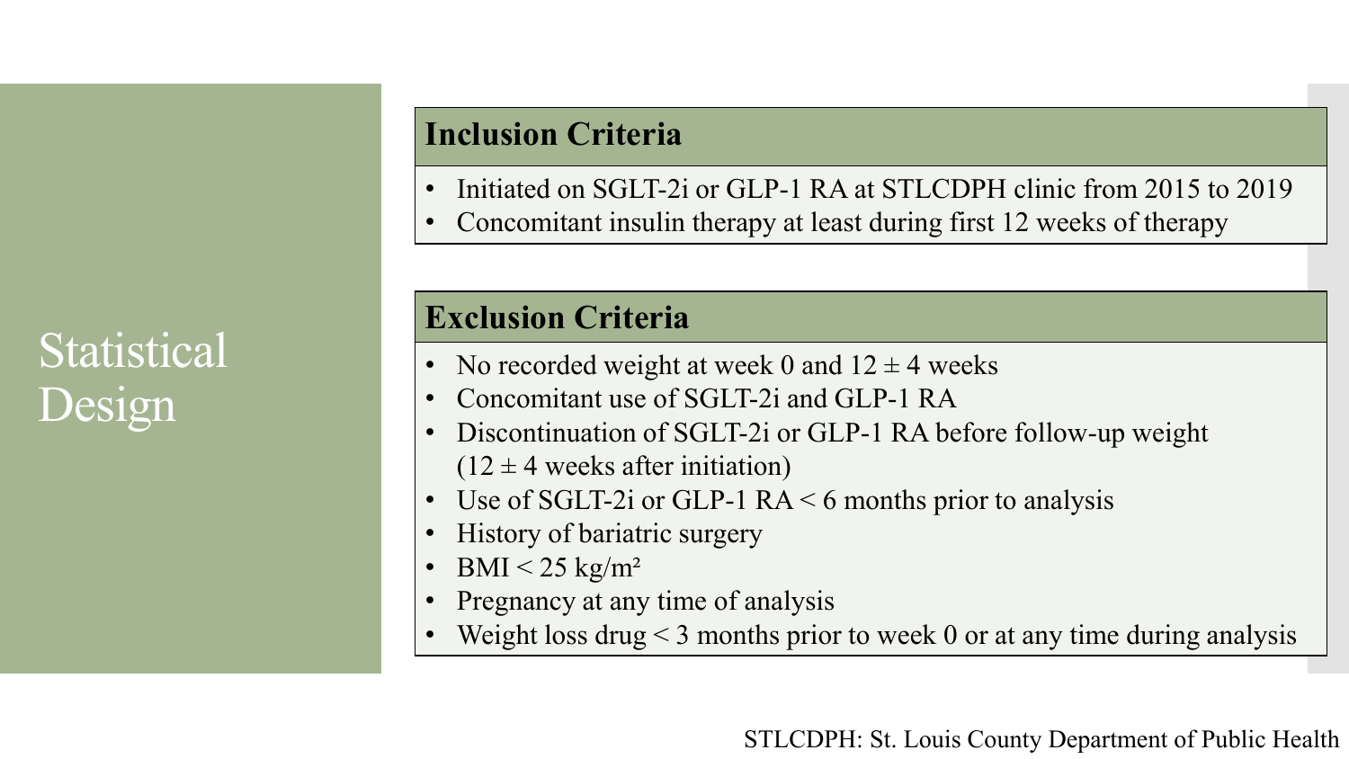# Statistical Design

## Inclusion Criteria

- Initiated on SGLT-2i or GLP-1 RA at STLCDPH clinic from 2015 to 2019
- Concomitant insulin therapy at least during first 12 weeks of therapy

## Exclusion Criteria

- No recorded weight at week 0 and $12 \pm 4$ weeks
- Concomitant use of SGLT-2i and GLP-1 RA
- Discontinuation of SGLT-2i or GLP-1 RA before follow-up weight ($12 \pm 4$ weeks after initiation)
- Use of SGLT-2i or GLP-1 RA < 6 months prior to analysis
- History of bariatric surgery
- BMI < 25 $kg/m^2$
- Pregnancy at any time of analysis
- Weight loss drug < 3 months prior to week 0 or at any time during analysis

STLCDPH: St. Louis County Department of Public Health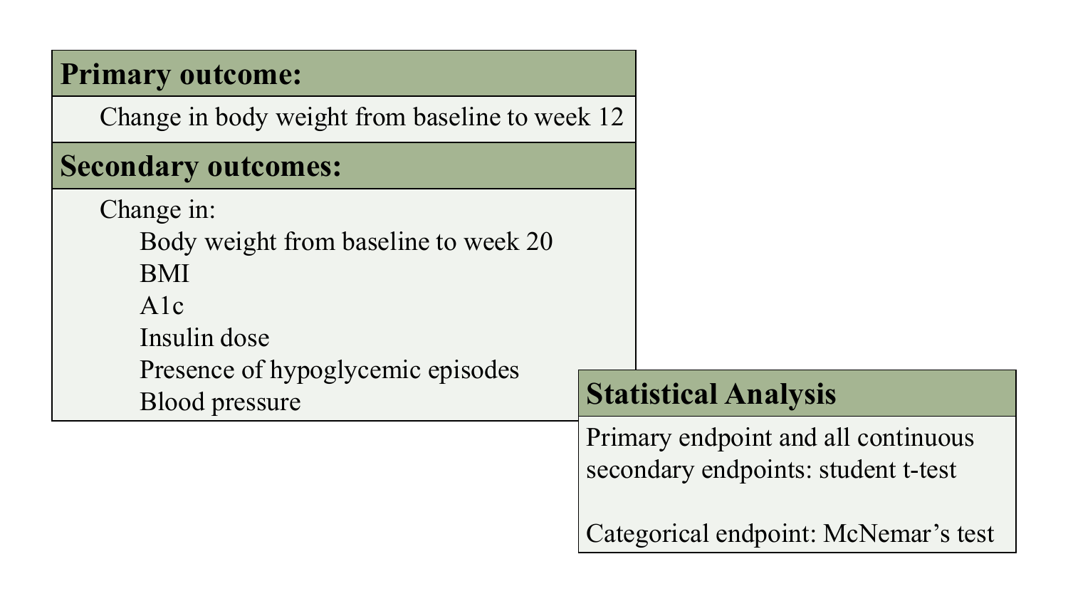## Primary outcome:

Change in body weight from baseline to week 12

## Secondary outcomes:

Change in:

- Body weight from baseline to week 20
- BMI
- A1c
- Insulin dose
- Presence of hypoglycemic episodes
- Blood pressure

## Statistical Analysis

Primary endpoint and all continuous secondary endpoints: student t-test

Categorical endpoint: McNemar's test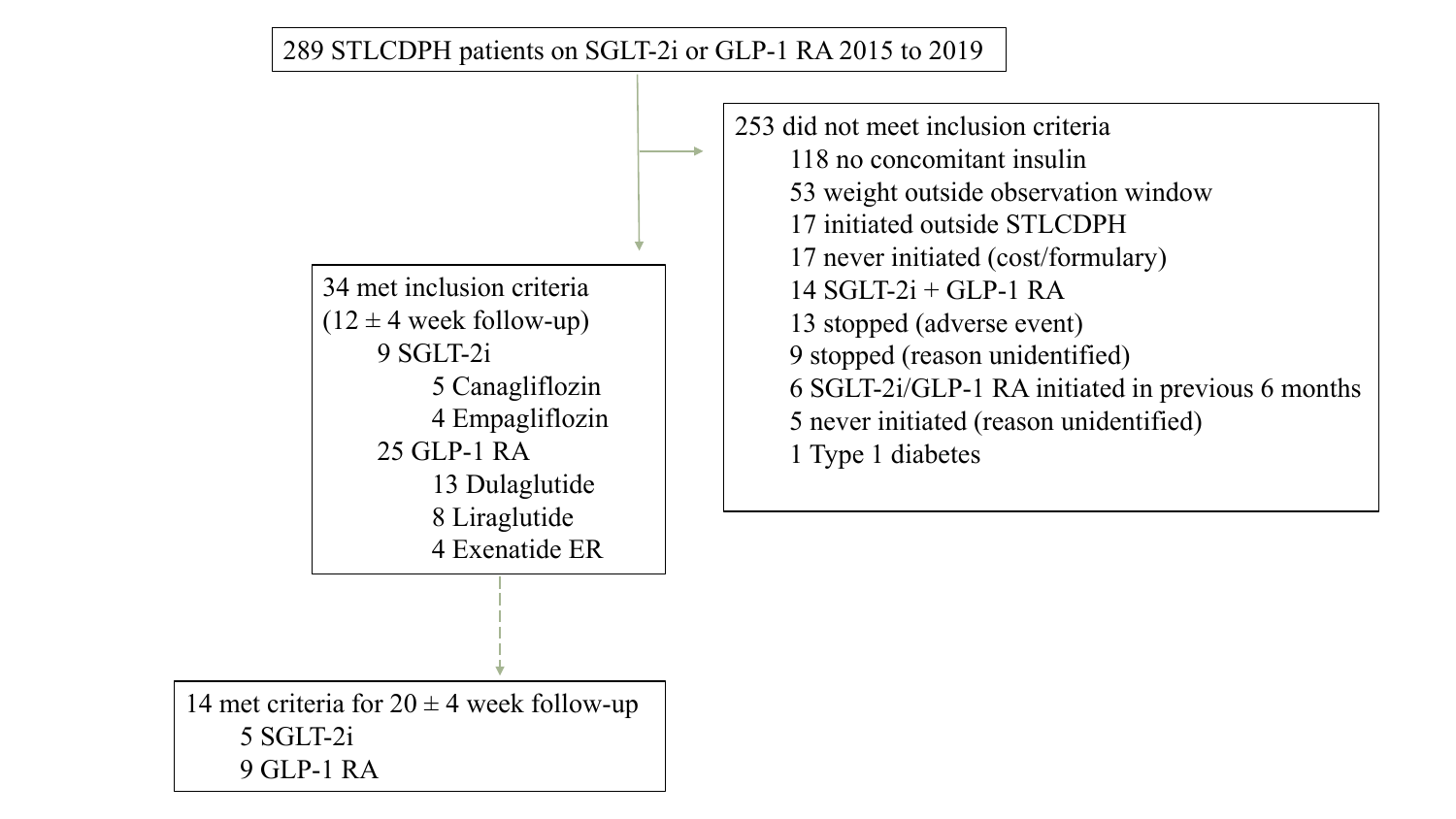289 STLCDPH patients on SGLT-2i or GLP-1 RA 2015 to 2019

253 did not meet inclusion criteria
- 118 no concomitant insulin
- 53 weight outside observation window
- 17 initiated outside STLCDPH
- 17 never initiated (cost/formulary)
- 14 SGLT-2i + GLP-1 RA
- 13 stopped (adverse event)
- 9 stopped (reason unidentified)
- 6 SGLT-2i/GLP-1 RA initiated in previous 6 months
- 5 never initiated (reason unidentified)
- 1 Type 1 diabetes

34 met inclusion criteria (12 ± 4 week follow-up)
- 9 SGLT-2i
  - 5 Canagliflozin
  - 4 Empagliflozin
- 25 GLP-1 RA
  - 13 Dulaglutide
  - 8 Liraglutide
  - 4 Exenatide ER

14 met criteria for 20 ± 4 week follow-up
- 5 SGLT-2i
- 9 GLP-1 RA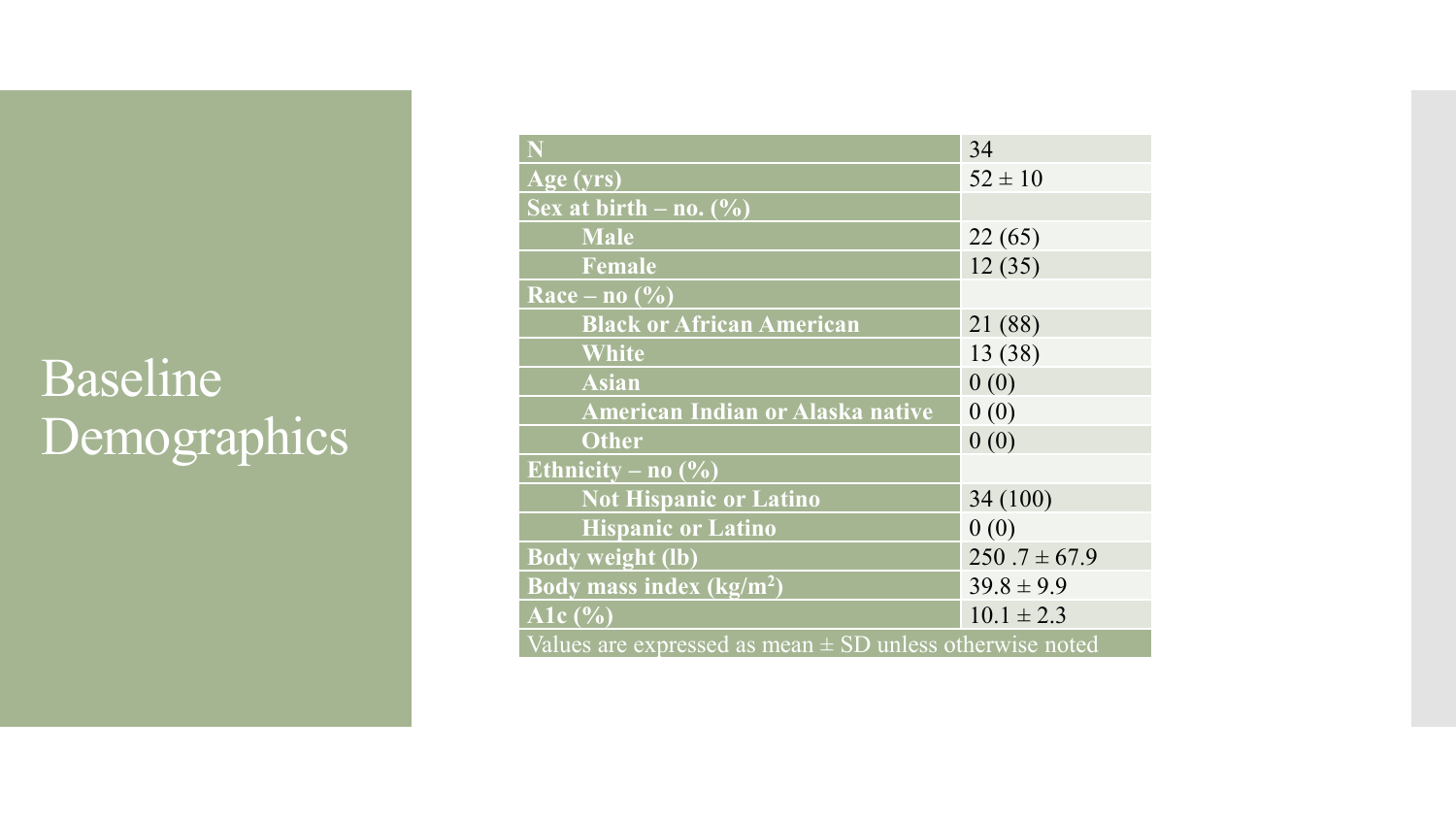# Baseline Demographics

| N | 34 |
|---|---|
| Age (yrs) | 52 ± 10 |
| Sex at birth – no. (%) | |
| Male | 22 (65) |
| Female | 12 (35) |
| Race – no (%) | |
| Black or African American | 21 (88) |
| White | 13 (38) |
| Asian | 0 (0) |
| American Indian or Alaska native | 0 (0) |
| Other | 0 (0) |
| Ethnicity – no (%) | |
| Not Hispanic or Latino | 34 (100) |
| Hispanic or Latino | 0 (0) |
| Body weight (lb) | 250 .7 ± 67.9 |
| Body mass index ($kg/m^2$) | 39.8 ± 9.9 |
| A1c (%) | 10.1 ± 2.3 |
| Values are expressed as mean ± SD unless otherwise noted | |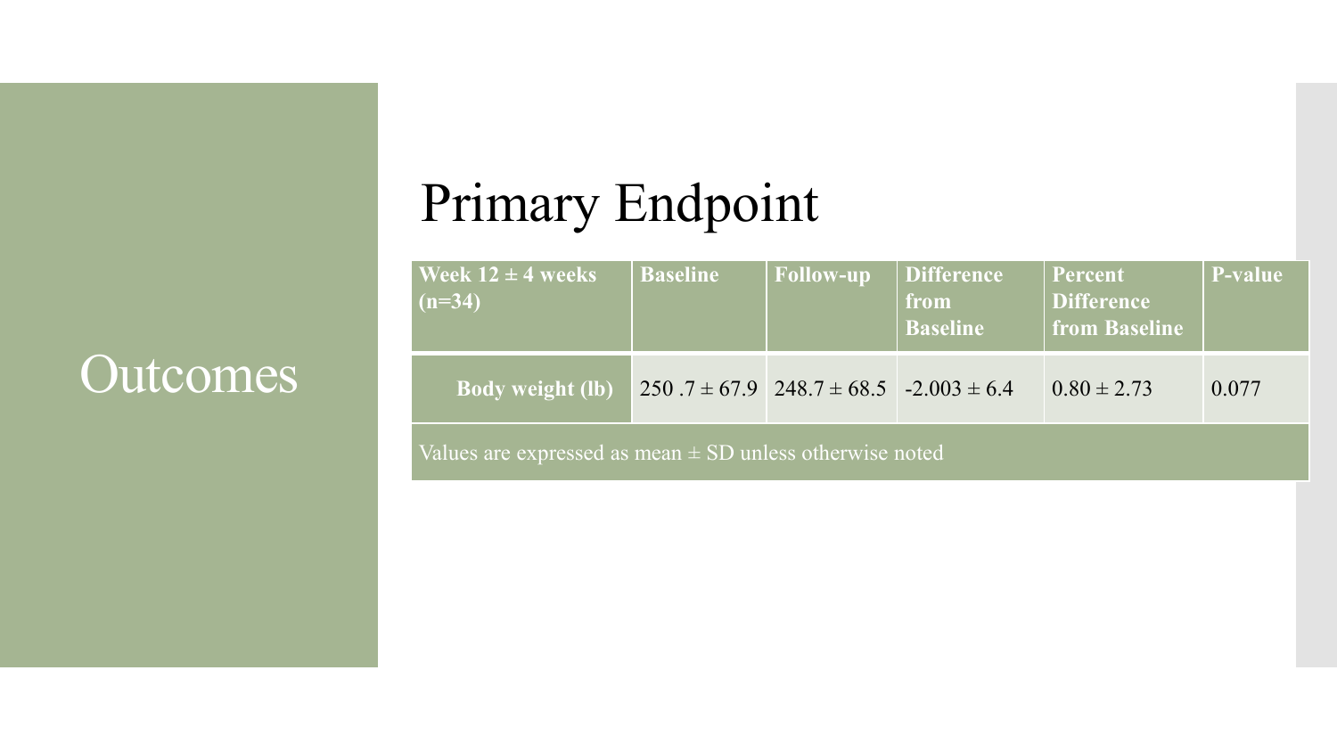# Outcomes

## Primary Endpoint

| Week 12 ± 4 weeks (n=34) | Baseline | Follow-up | Difference from Baseline | Percent Difference from Baseline | P-value |
|---|---|---|---|---|---|
| **Body weight (lb)** | 250 .7 ± 67.9 | 248.7 ± 68.5 | -2.003 ± 6.4 | 0.80 ± 2.73 | 0.077 |

Values are expressed as mean ± SD unless otherwise noted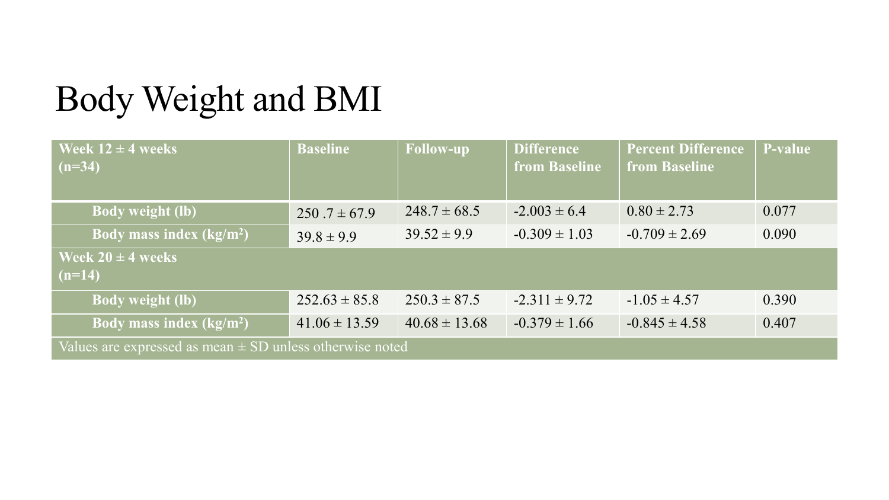# Body Weight and BMI

| Week 12 ± 4 weeks (n=34) | Baseline | Follow-up | Difference from Baseline | Percent Difference from Baseline | P-value |
|---|---|---|---|---|---|
| **Body weight (lb)** | 250 .7 ± 67.9 | 248.7 ± 68.5 | -2.003 ± 6.4 | 0.80 ± 2.73 | 0.077 |
| **Body mass index (kg/m$^2$)** | 39.8 ± 9.9 | 39.52 ± 9.9 | -0.309 ± 1.03 | -0.709 ± 2.69 | 0.090 |
| **Week 20 ± 4 weeks (n=14)** | | | | | |
| **Body weight (lb)** | 252.63 ± 85.8 | 250.3 ± 87.5 | -2.311 ± 9.72 | -1.05 ± 4.57 | 0.390 |
| **Body mass index (kg/m$^2$)** | 41.06 ± 13.59 | 40.68 ± 13.68 | -0.379 ± 1.66 | -0.845 ± 4.58 | 0.407 |

Values are expressed as mean ± SD unless otherwise noted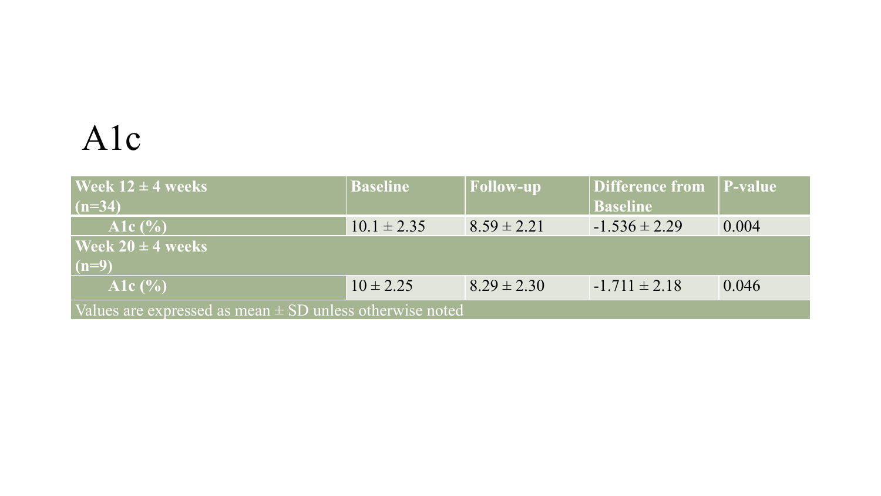# A1c

| Week 12 ± 4 weeks (n=34) | Baseline | Follow-up | Difference from Baseline | P-value |
|---|---|---|---|---|
| A1c (%) | 10.1 ± 2.35 | 8.59 ± 2.21 | -1.536 ± 2.29 | 0.004 |
| **Week 20 ± 4 weeks (n=9)** | | | | |
| A1c (%) | 10 ± 2.25 | 8.29 ± 2.30 | -1.711 ± 2.18 | 0.046 |
| Values are expressed as mean ± SD unless otherwise noted | | | | |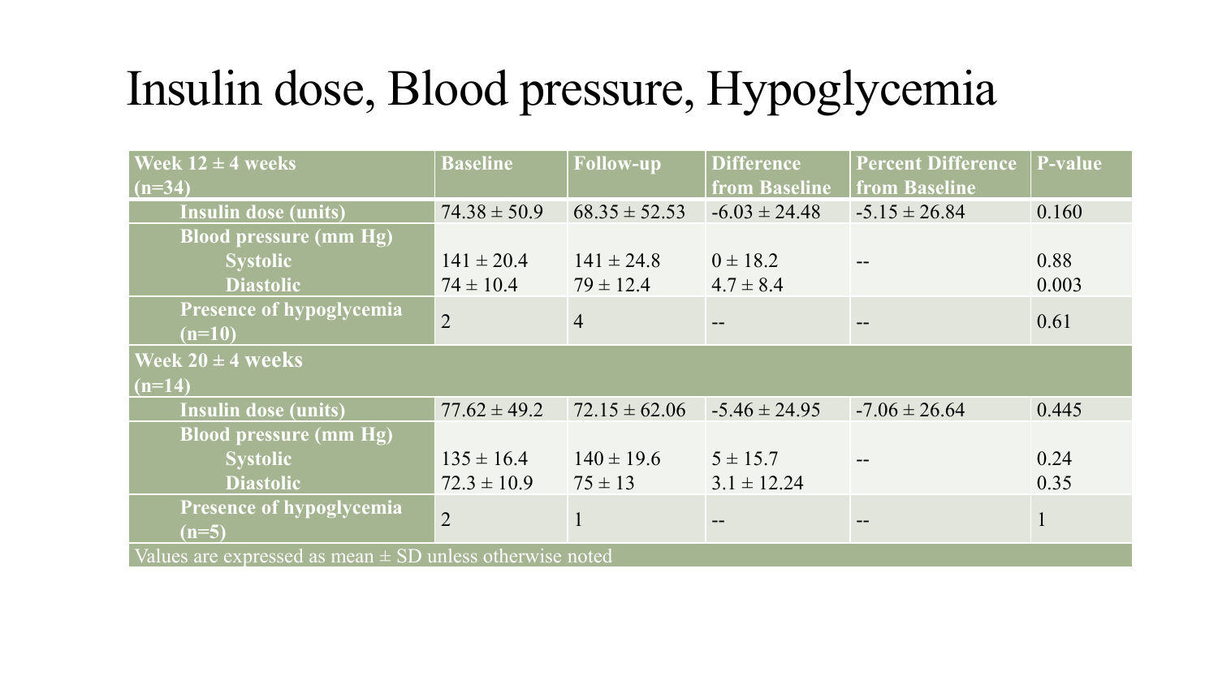# Insulin dose, Blood pressure, Hypoglycemia

| Week 12 ± 4 weeks (n=34) | Baseline | Follow-up | Difference from Baseline | Percent Difference from Baseline | P-value |
|---|---|---|---|---|---|
| Insulin dose (units) | 74.38 ± 50.9 | 68.35 ± 52.53 | -6.03 ± 24.48 | -5.15 ± 26.84 | 0.160 |
| Blood pressure (mm Hg) | | | | | |
| Systolic | 141 ± 20.4 | 141 ± 24.8 | 0 ± 18.2 | -- | 0.88 |
| Diastolic | 74 ± 10.4 | 79 ± 12.4 | 4.7 ± 8.4 | | 0.003 |
| Presence of hypoglycemia (n=10) | 2 | 4 | -- | -- | 0.61 |
| **Week 20 ± 4 weeks (n=14)** | | | | | |
| Insulin dose (units) | 77.62 ± 49.2 | 72.15 ± 62.06 | -5.46 ± 24.95 | -7.06 ± 26.64 | 0.445 |
| Blood pressure (mm Hg) | | | | | |
| Systolic | 135 ± 16.4 | 140 ± 19.6 | 5 ± 15.7 | -- | 0.24 |
| Diastolic | 72.3 ± 10.9 | 75 ± 13 | 3.1 ± 12.24 | | 0.35 |
| Presence of hypoglycemia (n=5) | 2 | 1 | -- | -- | 1 |

Values are expressed as mean ± SD unless otherwise noted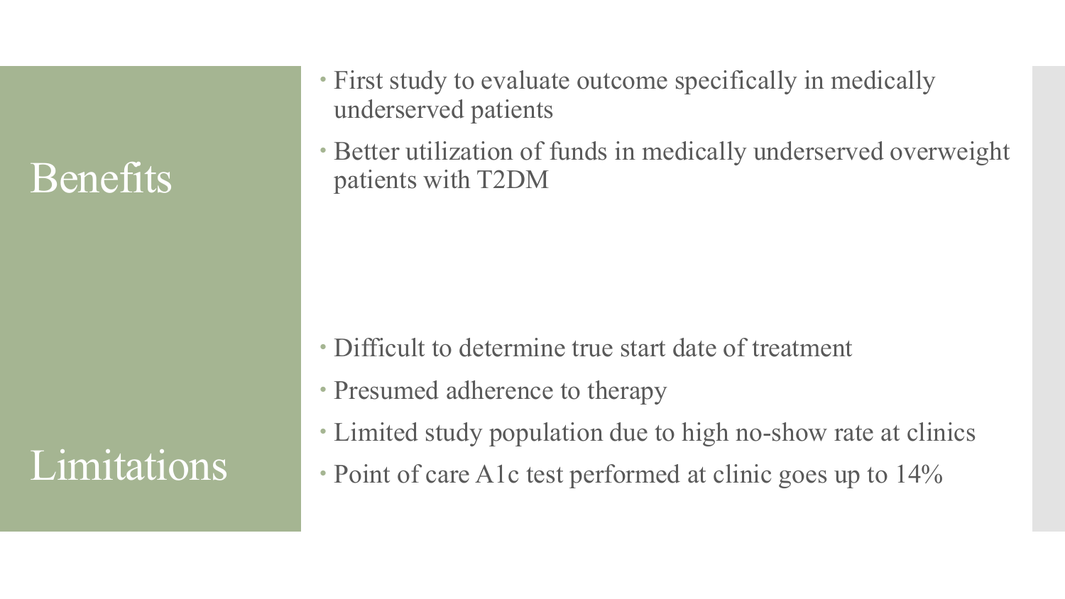## Benefits

- First study to evaluate outcome specifically in medically underserved patients
- Better utilization of funds in medically underserved overweight patients with T2DM

## Limitations

- Difficult to determine true start date of treatment
- Presumed adherence to therapy
- Limited study population due to high no-show rate at clinics
- Point of care A1c test performed at clinic goes up to 14%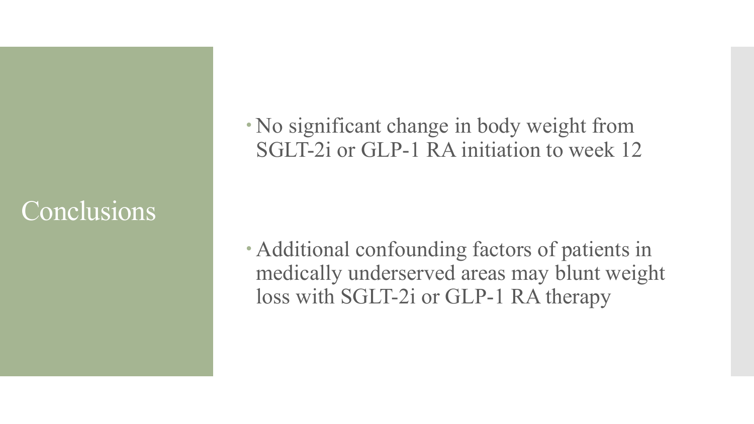# Conclusions

- No significant change in body weight from SGLT-2i or GLP-1 RA initiation to week 12
- Additional confounding factors of patients in medically underserved areas may blunt weight loss with SGLT-2i or GLP-1 RA therapy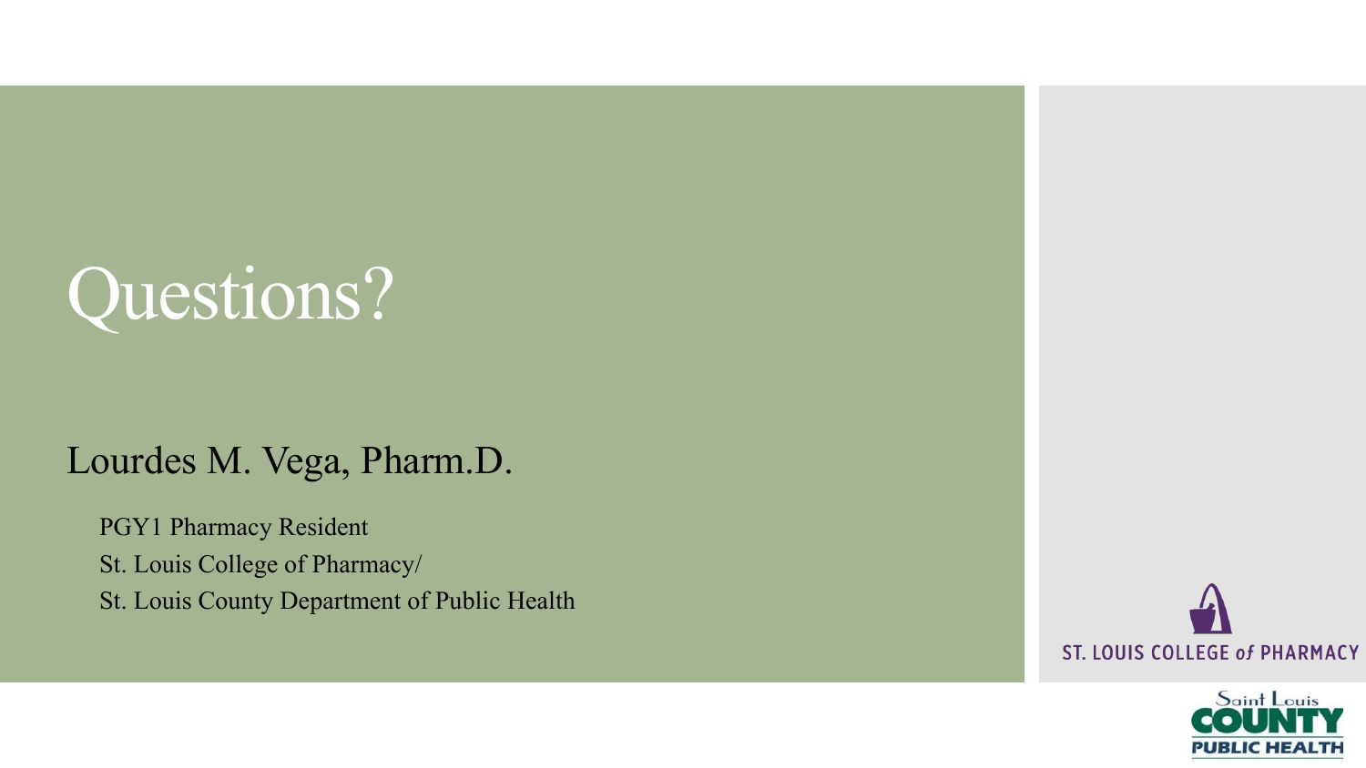# Questions?

Lourdes M. Vega, Pharm.D.

PGY1 Pharmacy Resident
St. Louis College of Pharmacy/
St. Louis County Department of Public Health

ST. LOUIS COLLEGE *of* PHARMACY

Saint Louis COUNTY PUBLIC HEALTH